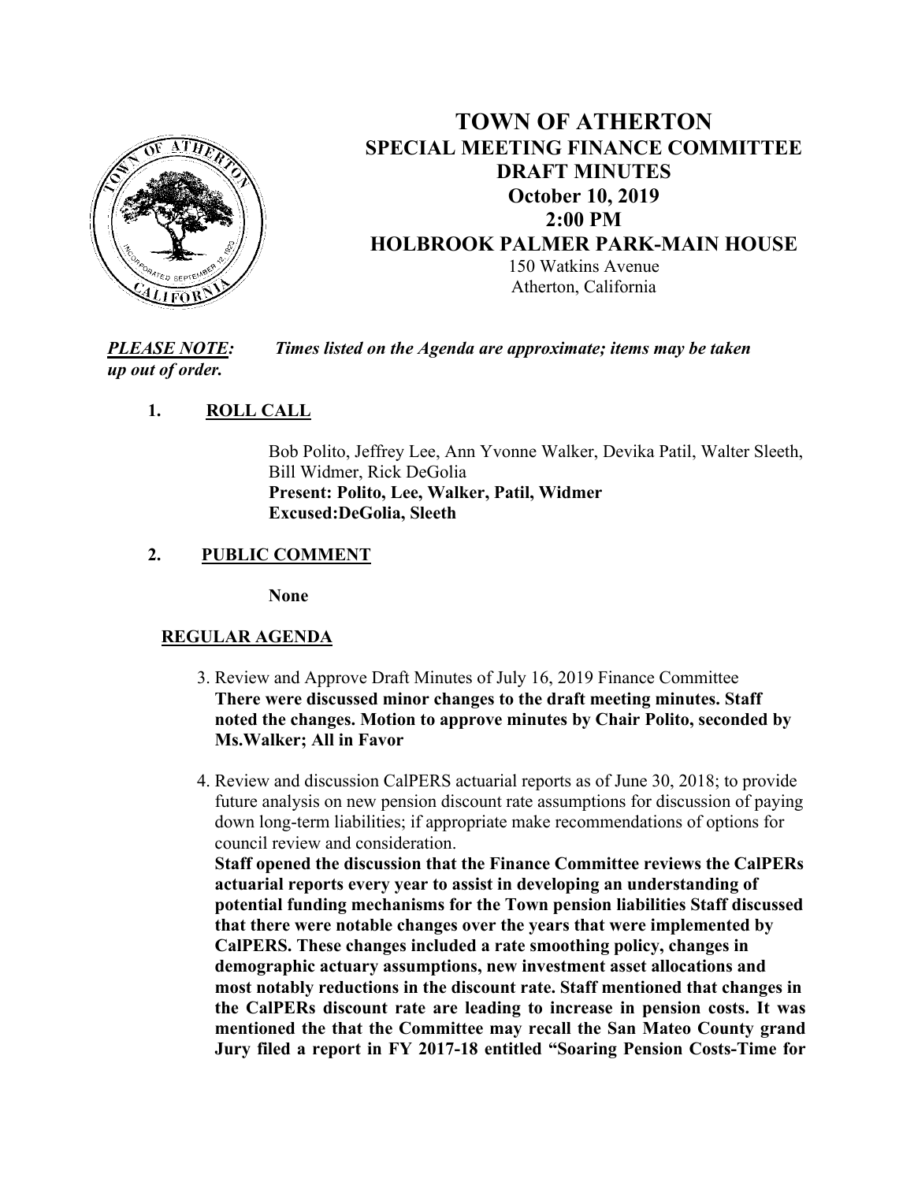# TOWN OF ATHERTON
## SPECIAL MEETING FINANCE COMMITTEE
## DRAFT MINUTES
## October 10, 2019
## 2:00 PM
## HOLBROOK PALMER PARK-MAIN HOUSE

150 Watkins Avenue
Atherton, California

***PLEASE NOTE:*** *Times listed on the Agenda are approximate; items may be taken* ***up out of order.***

**1. ROLL CALL**

Bob Polito, Jeffrey Lee, Ann Yvonne Walker, Devika Patil, Walter Sleeth, Bill Widmer, Rick DeGolia
**Present: Polito, Lee, Walker, Patil, Widmer**
**Excused:DeGolia, Sleeth**

**2. PUBLIC COMMENT**

**None**

**REGULAR AGENDA**

3. Review and Approve Draft Minutes of July 16, 2019 Finance Committee
**There were discussed minor changes to the draft meeting minutes. Staff noted the changes. Motion to approve minutes by Chair Polito, seconded by Ms.Walker; All in Favor**

4. Review and discussion CalPERS actuarial reports as of June 30, 2018; to provide future analysis on new pension discount rate assumptions for discussion of paying down long-term liabilities; if appropriate make recommendations of options for council review and consideration.
**Staff opened the discussion that the Finance Committee reviews the CalPERs actuarial reports every year to assist in developing an understanding of potential funding mechanisms for the Town pension liabilities Staff discussed that there were notable changes over the years that were implemented by CalPERS. These changes included a rate smoothing policy, changes in demographic actuary assumptions, new investment asset allocations and most notably reductions in the discount rate. Staff mentioned that changes in the CalPERs discount rate are leading to increase in pension costs. It was mentioned the that the Committee may recall the San Mateo County grand Jury filed a report in FY 2017-18 entitled "Soaring Pension Costs-Time for**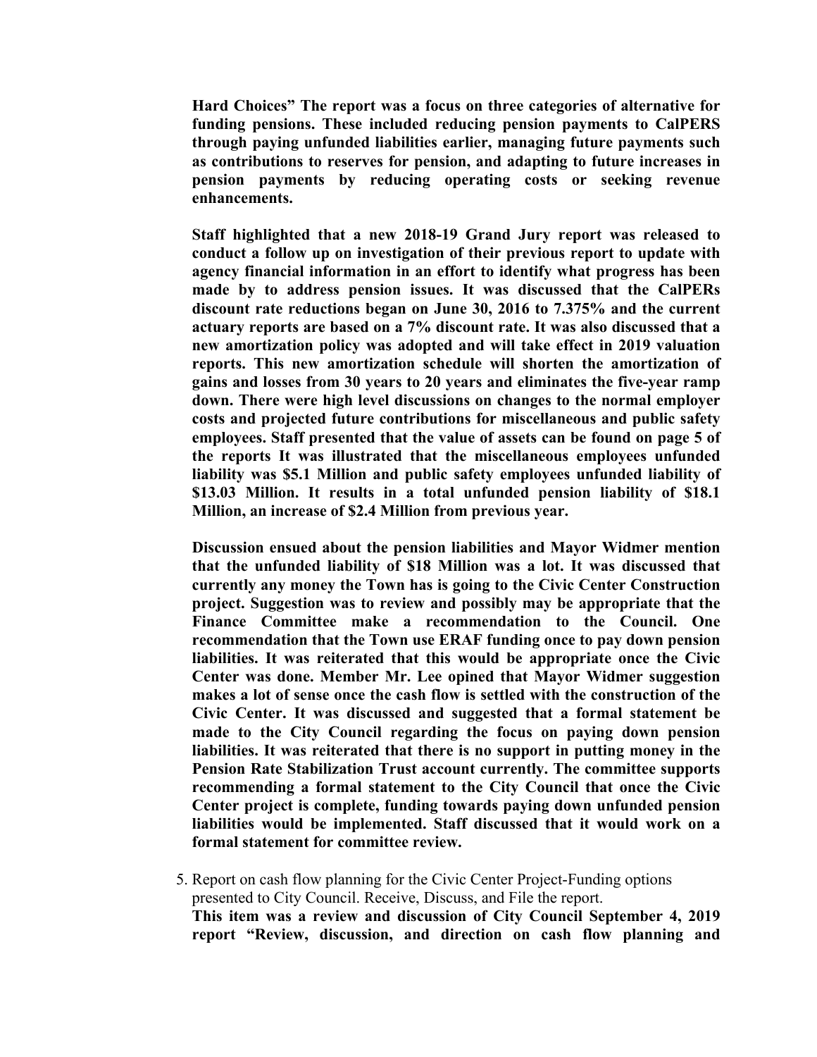**Hard Choices" The report was a focus on three categories of alternative for funding pensions. These included reducing pension payments to CalPERS through paying unfunded liabilities earlier, managing future payments such as contributions to reserves for pension, and adapting to future increases in pension payments by reducing operating costs or seeking revenue enhancements.**

**Staff highlighted that a new 2018-19 Grand Jury report was released to conduct a follow up on investigation of their previous report to update with agency financial information in an effort to identify what progress has been made by to address pension issues. It was discussed that the CalPERs discount rate reductions began on June 30, 2016 to 7.375% and the current actuary reports are based on a 7% discount rate. It was also discussed that a new amortization policy was adopted and will take effect in 2019 valuation reports. This new amortization schedule will shorten the amortization of gains and losses from 30 years to 20 years and eliminates the five-year ramp down. There were high level discussions on changes to the normal employer costs and projected future contributions for miscellaneous and public safety employees. Staff presented that the value of assets can be found on page 5 of the reports It was illustrated that the miscellaneous employees unfunded liability was $5.1 Million and public safety employees unfunded liability of $13.03 Million. It results in a total unfunded pension liability of $18.1 Million, an increase of $2.4 Million from previous year.**

**Discussion ensued about the pension liabilities and Mayor Widmer mention that the unfunded liability of $18 Million was a lot. It was discussed that currently any money the Town has is going to the Civic Center Construction project. Suggestion was to review and possibly may be appropriate that the Finance Committee make a recommendation to the Council. One recommendation that the Town use ERAF funding once to pay down pension liabilities. It was reiterated that this would be appropriate once the Civic Center was done. Member Mr. Lee opined that Mayor Widmer suggestion makes a lot of sense once the cash flow is settled with the construction of the Civic Center. It was discussed and suggested that a formal statement be made to the City Council regarding the focus on paying down pension liabilities. It was reiterated that there is no support in putting money in the Pension Rate Stabilization Trust account currently. The committee supports recommending a formal statement to the City Council that once the Civic Center project is complete, funding towards paying down unfunded pension liabilities would be implemented. Staff discussed that it would work on a formal statement for committee review.**

5. Report on cash flow planning for the Civic Center Project-Funding options presented to City Council. Receive, Discuss, and File the report.
   **This item was a review and discussion of City Council September 4, 2019 report "Review, discussion, and direction on cash flow planning and**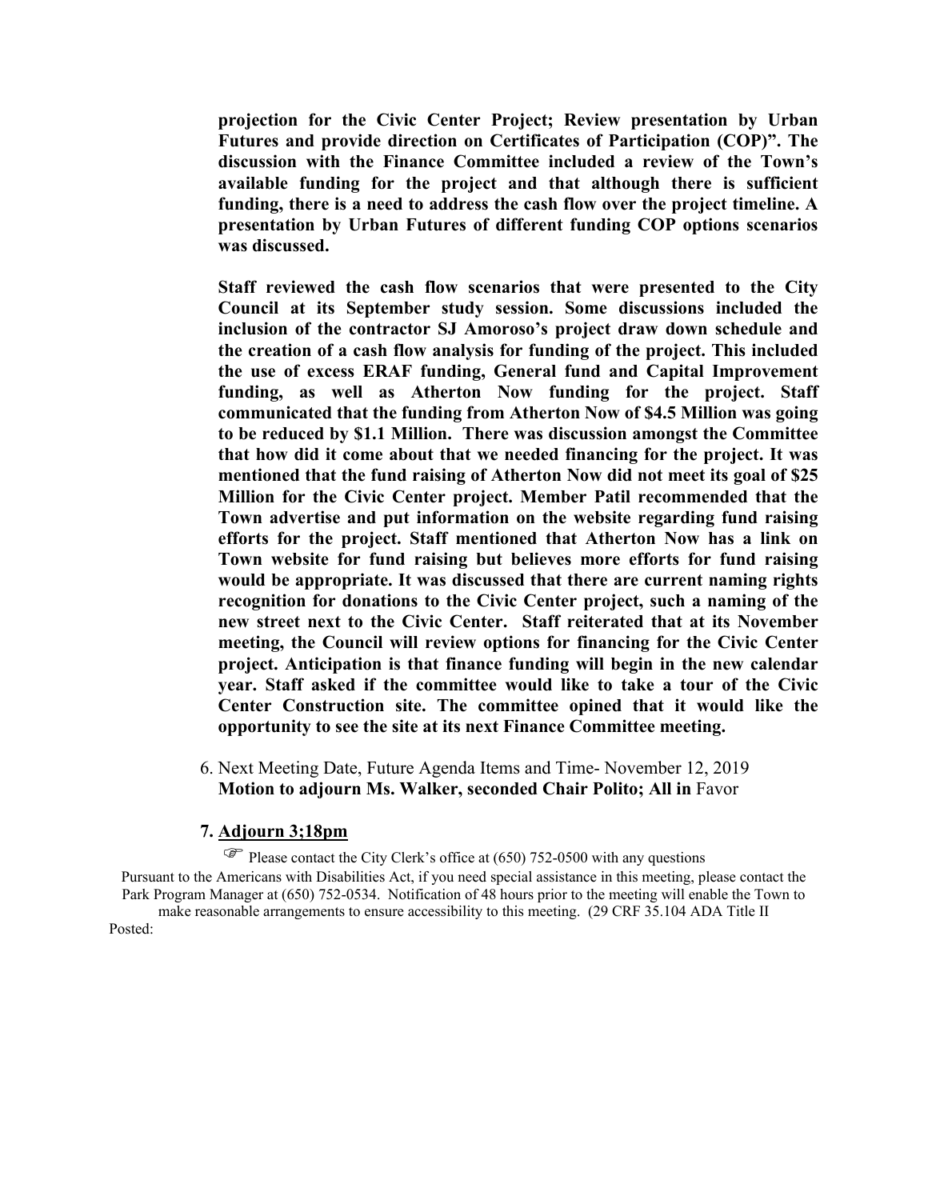**projection for the Civic Center Project; Review presentation by Urban Futures and provide direction on Certificates of Participation (COP)". The discussion with the Finance Committee included a review of the Town's available funding for the project and that although there is sufficient funding, there is a need to address the cash flow over the project timeline. A presentation by Urban Futures of different funding COP options scenarios was discussed.**

**Staff reviewed the cash flow scenarios that were presented to the City Council at its September study session. Some discussions included the inclusion of the contractor SJ Amoroso's project draw down schedule and the creation of a cash flow analysis for funding of the project. This included the use of excess ERAF funding, General fund and Capital Improvement funding, as well as Atherton Now funding for the project. Staff communicated that the funding from Atherton Now of $4.5 Million was going to be reduced by $1.1 Million. There was discussion amongst the Committee that how did it come about that we needed financing for the project. It was mentioned that the fund raising of Atherton Now did not meet its goal of $25 Million for the Civic Center project. Member Patil recommended that the Town advertise and put information on the website regarding fund raising efforts for the project. Staff mentioned that Atherton Now has a link on Town website for fund raising but believes more efforts for fund raising would be appropriate. It was discussed that there are current naming rights recognition for donations to the Civic Center project, such a naming of the new street next to the Civic Center. Staff reiterated that at its November meeting, the Council will review options for financing for the Civic Center project. Anticipation is that finance funding will begin in the new calendar year. Staff asked if the committee would like to take a tour of the Civic Center Construction site. The committee opined that it would like the opportunity to see the site at its next Finance Committee meeting.**

6. Next Meeting Date, Future Agenda Items and Time- November 12, 2019
   **Motion to adjourn Ms. Walker, seconded Chair Polito; All in** Favor

7. **Adjourn 3;18pm**

☞ Please contact the City Clerk's office at (650) 752-0500 with any questions

Pursuant to the Americans with Disabilities Act, if you need special assistance in this meeting, please contact the Park Program Manager at (650) 752-0534. Notification of 48 hours prior to the meeting will enable the Town to make reasonable arrangements to ensure accessibility to this meeting. (29 CRF 35.104 ADA Title II

Posted: